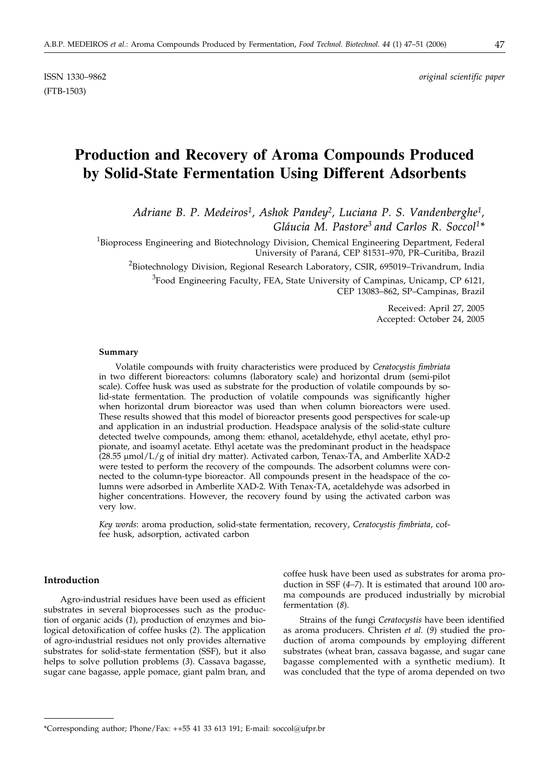ISSN 1330–9862 *original scientific paper*
(FTB-1503)

# Production and Recovery of Aroma Compounds Produced by Solid-State Fermentation Using Different Adsorbents

*Adriane B. P. Medeiros[1], Ashok Pandey[2], Luciana P. S. Vandenberghe[1], Gláucia M. Pastore[3] and Carlos R. Soccol[1]\**

[1]Bioprocess Engineering and Biotechnology Division, Chemical Engineering Department, Federal University of Paraná, CEP 81531–970, PR–Curitiba, Brazil

[2]Biotechnology Division, Regional Research Laboratory, CSIR, 695019–Trivandrum, India

[3]Food Engineering Faculty, FEA, State University of Campinas, Unicamp, CP 6121, CEP 13083–862, SP–Campinas, Brazil

Received: April 27, 2005
Accepted: October 24, 2005

### Summary

Volatile compounds with fruity characteristics were produced by *Ceratocystis fimbriata* in two different bioreactors: columns (laboratory scale) and horizontal drum (semi-pilot scale). Coffee husk was used as substrate for the production of volatile compounds by solid-state fermentation. The production of volatile compounds was significantly higher when horizontal drum bioreactor was used than when column bioreactors were used. These results showed that this model of bioreactor presents good perspectives for scale-up and application in an industrial production. Headspace analysis of the solid-state culture detected twelve compounds, among them: ethanol, acetaldehyde, ethyl acetate, ethyl propionate, and isoamyl acetate. Ethyl acetate was the predominant product in the headspace (28.55 μmol/L/g of initial dry matter). Activated carbon, Tenax-TA, and Amberlite XAD-2 were tested to perform the recovery of the compounds. The adsorbent columns were connected to the column-type bioreactor. All compounds present in the headspace of the columns were adsorbed in Amberlite XAD-2. With Tenax-TA, acetaldehyde was adsorbed in higher concentrations. However, the recovery found by using the activated carbon was very low.

*Key words*: aroma production, solid-state fermentation, recovery, *Ceratocystis fimbriata*, coffee husk, adsorption, activated carbon

## Introduction

Agro-industrial residues have been used as efficient substrates in several bioprocesses such as the production of organic acids (*1*), production of enzymes and biological detoxification of coffee husks (*2*). The application of agro-industrial residues not only provides alternative substrates for solid-state fermentation (SSF), but it also helps to solve pollution problems (*3*). Cassava bagasse, sugar cane bagasse, apple pomace, giant palm bran, and coffee husk have been used as substrates for aroma production in SSF (*4–7*). It is estimated that around 100 aroma compounds are produced industrially by microbial fermentation (*8*).

Strains of the fungi *Ceratocystis* have been identified as aroma producers. Christen *et al.* (*9*) studied the production of aroma compounds by employing different substrates (wheat bran, cassava bagasse, and sugar cane bagasse complemented with a synthetic medium). It was concluded that the type of aroma depended on two

\*Corresponding author; Phone/Fax: ++55 41 33 613 191; E-mail: soccol@ufpr.br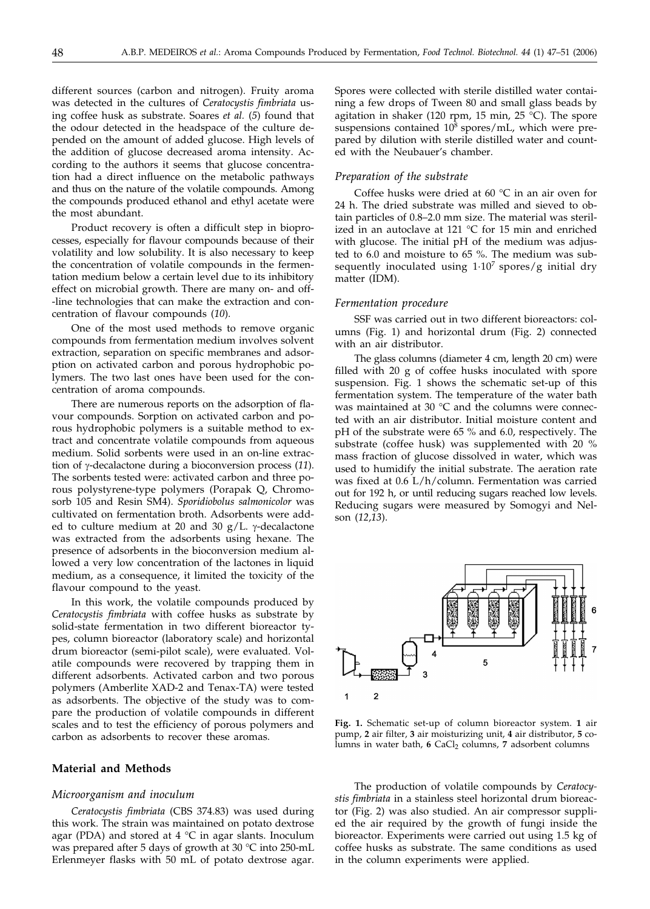different sources (carbon and nitrogen). Fruity aroma was detected in the cultures of *Ceratocystis fimbriata* using coffee husk as substrate. Soares *et al.* (*5*) found that the odour detected in the headspace of the culture depended on the amount of added glucose. High levels of the addition of glucose decreased aroma intensity. According to the authors it seems that glucose concentration had a direct influence on the metabolic pathways and thus on the nature of the volatile compounds. Among the compounds produced ethanol and ethyl acetate were the most abundant.

Product recovery is often a difficult step in bioprocesses, especially for flavour compounds because of their volatility and low solubility. It is also necessary to keep the concentration of volatile compounds in the fermentation medium below a certain level due to its inhibitory effect on microbial growth. There are many on- and off-line technologies that can make the extraction and concentration of flavour compounds (*10*).

One of the most used methods to remove organic compounds from fermentation medium involves solvent extraction, separation on specific membranes and adsorption on activated carbon and porous hydrophobic polymers. The two last ones have been used for the concentration of aroma compounds.

There are numerous reports on the adsorption of flavour compounds. Sorption on activated carbon and porous hydrophobic polymers is a suitable method to extract and concentrate volatile compounds from aqueous medium. Solid sorbents were used in an on-line extraction of γ-decalactone during a bioconversion process (*11*). The sorbents tested were: activated carbon and three porous polystyrene-type polymers (Porapak Q, Chromosorb 105 and Resin SM4). *Sporidiobolus salmonicolor* was cultivated on fermentation broth. Adsorbents were added to culture medium at 20 and 30 g/L. γ-decalactone was extracted from the adsorbents using hexane. The presence of adsorbents in the bioconversion medium allowed a very low concentration of the lactones in liquid medium, as a consequence, it limited the toxicity of the flavour compound to the yeast.

In this work, the volatile compounds produced by *Ceratocystis fimbriata* with coffee husks as substrate by solid-state fermentation in two different bioreactor types, column bioreactor (laboratory scale) and horizontal drum bioreactor (semi-pilot scale), were evaluated. Volatile compounds were recovered by trapping them in different adsorbents. Activated carbon and two porous polymers (Amberlite XAD-2 and Tenax-TA) were tested as adsorbents. The objective of the study was to compare the production of volatile compounds in different scales and to test the efficiency of porous polymers and carbon as adsorbents to recover these aromas.

## Material and Methods

### *Microorganism and inoculum*

*Ceratocystis fimbriata* (CBS 374.83) was used during this work. The strain was maintained on potato dextrose agar (PDA) and stored at 4 °C in agar slants. Inoculum was prepared after 5 days of growth at 30 °C into 250-mL Erlenmeyer flasks with 50 mL of potato dextrose agar. Spores were collected with sterile distilled water containing a few drops of Tween 80 and small glass beads by agitation in shaker (120 rpm, 15 min, 25 °C). The spore suspensions contained $10^8$ spores/mL, which were prepared by dilution with sterile distilled water and counted with the Neubauer's chamber.

### *Preparation of the substrate*

Coffee husks were dried at 60 °C in an air oven for 24 h. The dried substrate was milled and sieved to obtain particles of 0.8–2.0 mm size. The material was sterilized in an autoclave at 121 °C for 15 min and enriched with glucose. The initial pH of the medium was adjusted to 6.0 and moisture to 65 %. The medium was subsequently inoculated using $1 \cdot 10^7$ spores/g initial dry matter (IDM).

### *Fermentation procedure*

SSF was carried out in two different bioreactors: columns (Fig. 1) and horizontal drum (Fig. 2) connected with an air distributor.

The glass columns (diameter 4 cm, length 20 cm) were filled with 20 g of coffee husks inoculated with spore suspension. Fig. 1 shows the schematic set-up of this fermentation system. The temperature of the water bath was maintained at 30 °C and the columns were connected with an air distributor. Initial moisture content and pH of the substrate were 65 % and 6.0, respectively. The substrate (coffee husk) was supplemented with 20 % mass fraction of glucose dissolved in water, which was used to humidify the initial substrate. The aeration rate was fixed at 0.6 L/h/column. Fermentation was carried out for 192 h, or until reducing sugars reached low levels. Reducing sugars were measured by Somogyi and Nelson (*12,13*).

**Fig. 1.** Schematic set-up of column bioreactor system. **1** air pump, **2** air filter, **3** air moisturizing unit, **4** air distributor, **5** columns in water bath, **6** $CaCl_2$ columns, **7** adsorbent columns

The production of volatile compounds by *Ceratocystis fimbriata* in a stainless steel horizontal drum bioreactor (Fig. 2) was also studied. An air compressor supplied the air required by the growth of fungi inside the bioreactor. Experiments were carried out using 1.5 kg of coffee husks as substrate. The same conditions as used in the column experiments were applied.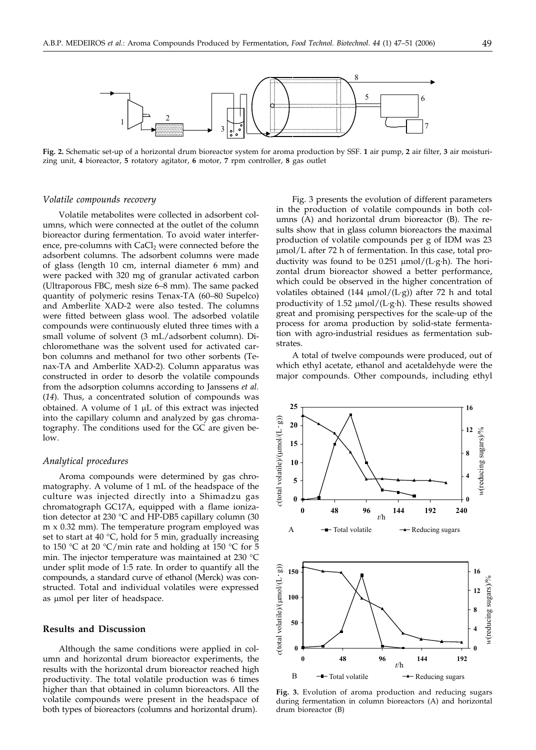**Fig. 2.** Schematic set-up of a horizontal drum bioreactor system for aroma production by SSF. **1** air pump, **2** air filter, **3** air moisturizing unit, **4** bioreactor, **5** rotatory agitator, **6** motor, **7** rpm controller, **8** gas outlet

### *Volatile compounds recovery*

Volatile metabolites were collected in adsorbent columns, which were connected at the outlet of the column bioreactor during fermentation. To avoid water interference, pre-columns with $CaCl_2$ were connected before the adsorbent columns. The adsorbent columns were made of glass (length 10 cm, internal diameter 6 mm) and were packed with 320 mg of granular activated carbon (Ultraporous FBC, mesh size 6–8 mm). The same packed quantity of polymeric resins Tenax-TA (60–80 Supelco) and Amberlite XAD-2 were also tested. The columns were fitted between glass wool. The adsorbed volatile compounds were continuously eluted three times with a small volume of solvent (3 mL/adsorbent column). Dichloromethane was the solvent used for activated carbon columns and methanol for two other sorbents (Tenax-TA and Amberlite XAD-2). Column apparatus was constructed in order to desorb the volatile compounds from the adsorption columns according to Janssens *et al.* (*14*). Thus, a concentrated solution of compounds was obtained. A volume of 1 μL of this extract was injected into the capillary column and analyzed by gas chromatography. The conditions used for the GC are given below.

### *Analytical procedures*

Aroma compounds were determined by gas chromatography. A volume of 1 mL of the headspace of the culture was injected directly into a Shimadzu gas chromatograph GC17A, equipped with a flame ionization detector at 230 °C and HP-DB5 capillary column (30 m x 0.32 mm). The temperature program employed was set to start at 40 °C, hold for 5 min, gradually increasing to 150 °C at 20 °C/min rate and holding at 150 °C for 5 min. The injector temperature was maintained at 230 °C under split mode of 1:5 rate. In order to quantify all the compounds, a standard curve of ethanol (Merck) was constructed. Total and individual volatiles were expressed as μmol per liter of headspace.

## **Results and Discussion**

Although the same conditions were applied in column and horizontal drum bioreactor experiments, the results with the horizontal drum bioreactor reached high productivity. The total volatile production was 6 times higher than that obtained in column bioreactors. All the volatile compounds were present in the headspace of both types of bioreactors (columns and horizontal drum).

Fig. 3 presents the evolution of different parameters in the production of volatile compounds in both columns (A) and horizontal drum bioreactor (B). The results show that in glass column bioreactors the maximal production of volatile compounds per g of IDM was 23 μmol/L after 72 h of fermentation. In this case, total productivity was found to be 0.251 μmol/(L·g·h). The horizontal drum bioreactor showed a better performance, which could be observed in the higher concentration of volatiles obtained (144 μmol/(L·g)) after 72 h and total productivity of 1.52 μmol/(L·g·h). These results showed great and promising perspectives for the scale-up of the process for aroma production by solid-state fermentation with agro-industrial residues as fermentation substrates.

A total of twelve compounds were produced, out of which ethyl acetate, ethanol and acetaldehyde were the major compounds. Other compounds, including ethyl

**Fig. 3.** Evolution of aroma production and reducing sugars during fermentation in column bioreactors (A) and horizontal drum bioreactor (B)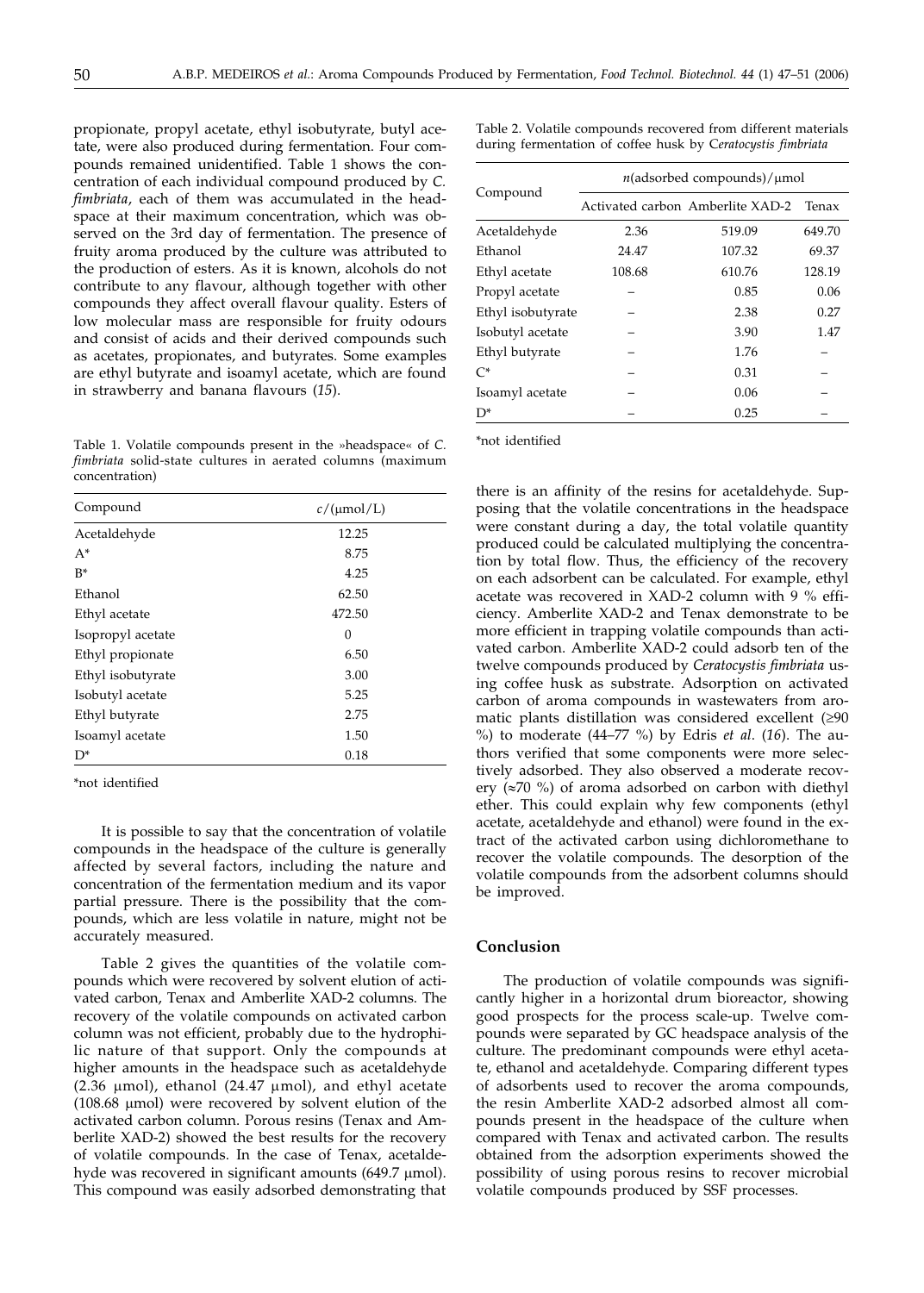propionate, propyl acetate, ethyl isobutyrate, butyl acetate, were also produced during fermentation. Four compounds remained unidentified. Table 1 shows the concentration of each individual compound produced by *C. fimbriata*, each of them was accumulated in the headspace at their maximum concentration, which was observed on the 3rd day of fermentation. The presence of fruity aroma produced by the culture was attributed to the production of esters. As it is known, alcohols do not contribute to any flavour, although together with other compounds they affect overall flavour quality. Esters of low molecular mass are responsible for fruity odours and consist of acids and their derived compounds such as acetates, propionates, and butyrates. Some examples are ethyl butyrate and isoamyl acetate, which are found in strawberry and banana flavours (*15*).

Table 1. Volatile compounds present in the »headspace« of *C. fimbriata* solid-state cultures in aerated columns (maximum concentration)

| Compound | $c$/(μmol/L) |
|---|---|
| Acetaldehyde | 12.25 |
| A* | 8.75 |
| B* | 4.25 |
| Ethanol | 62.50 |
| Ethyl acetate | 472.50 |
| Isopropyl acetate | 0 |
| Ethyl propionate | 6.50 |
| Ethyl isobutyrate | 3.00 |
| Isobutyl acetate | 5.25 |
| Ethyl butyrate | 2.75 |
| Isoamyl acetate | 1.50 |
| D* | 0.18 |

*not identified

It is possible to say that the concentration of volatile compounds in the headspace of the culture is generally affected by several factors, including the nature and concentration of the fermentation medium and its vapor partial pressure. There is the possibility that the compounds, which are less volatile in nature, might not be accurately measured.

Table 2 gives the quantities of the volatile compounds which were recovered by solvent elution of activated carbon, Tenax and Amberlite XAD-2 columns. The recovery of the volatile compounds on activated carbon column was not efficient, probably due to the hydrophilic nature of that support. Only the compounds at higher amounts in the headspace such as acetaldehyde (2.36 μmol), ethanol (24.47 μmol), and ethyl acetate (108.68 μmol) were recovered by solvent elution of the activated carbon column. Porous resins (Tenax and Amberlite XAD-2) showed the best results for the recovery of volatile compounds. In the case of Tenax, acetaldehyde was recovered in significant amounts (649.7 μmol). This compound was easily adsorbed demonstrating that

Table 2. Volatile compounds recovered from different materials during fermentation of coffee husk by *Ceratocystis fimbriata*

| Compound | $n$(adsorbed compounds)/μmol | | |
|---|---|---|---|
| | Activated carbon | Amberlite XAD-2 | Tenax |
| Acetaldehyde | 2.36 | 519.09 | 649.70 |
| Ethanol | 24.47 | 107.32 | 69.37 |
| Ethyl acetate | 108.68 | 610.76 | 128.19 |
| Propyl acetate | – | 0.85 | 0.06 |
| Ethyl isobutyrate | – | 2.38 | 0.27 |
| Isobutyl acetate | – | 3.90 | 1.47 |
| Ethyl butyrate | – | 1.76 | – |
| C* | – | 0.31 | – |
| Isoamyl acetate | – | 0.06 | – |
| D* | – | 0.25 | – |

*not identified

there is an affinity of the resins for acetaldehyde. Supposing that the volatile concentrations in the headspace were constant during a day, the total volatile quantity produced could be calculated multiplying the concentration by total flow. Thus, the efficiency of the recovery on each adsorbent can be calculated. For example, ethyl acetate was recovered in XAD-2 column with 9 % efficiency. Amberlite XAD-2 and Tenax demonstrate to be more efficient in trapping volatile compounds than activated carbon. Amberlite XAD-2 could adsorb ten of the twelve compounds produced by *Ceratocystis fimbriata* using coffee husk as substrate. Adsorption on activated carbon of aroma compounds in wastewaters from aromatic plants distillation was considered excellent (≥90 %) to moderate (44–77 %) by Edris *et al*. (*16*). The authors verified that some components were more selectively adsorbed. They also observed a moderate recovery (≈70 %) of aroma adsorbed on carbon with diethyl ether. This could explain why few components (ethyl acetate, acetaldehyde and ethanol) were found in the extract of the activated carbon using dichloromethane to recover the volatile compounds. The desorption of the volatile compounds from the adsorbent columns should be improved.

## Conclusion

The production of volatile compounds was significantly higher in a horizontal drum bioreactor, showing good prospects for the process scale-up. Twelve compounds were separated by GC headspace analysis of the culture. The predominant compounds were ethyl acetate, ethanol and acetaldehyde. Comparing different types of adsorbents used to recover the aroma compounds, the resin Amberlite XAD-2 adsorbed almost all compounds present in the headspace of the culture when compared with Tenax and activated carbon. The results obtained from the adsorption experiments showed the possibility of using porous resins to recover microbial volatile compounds produced by SSF processes.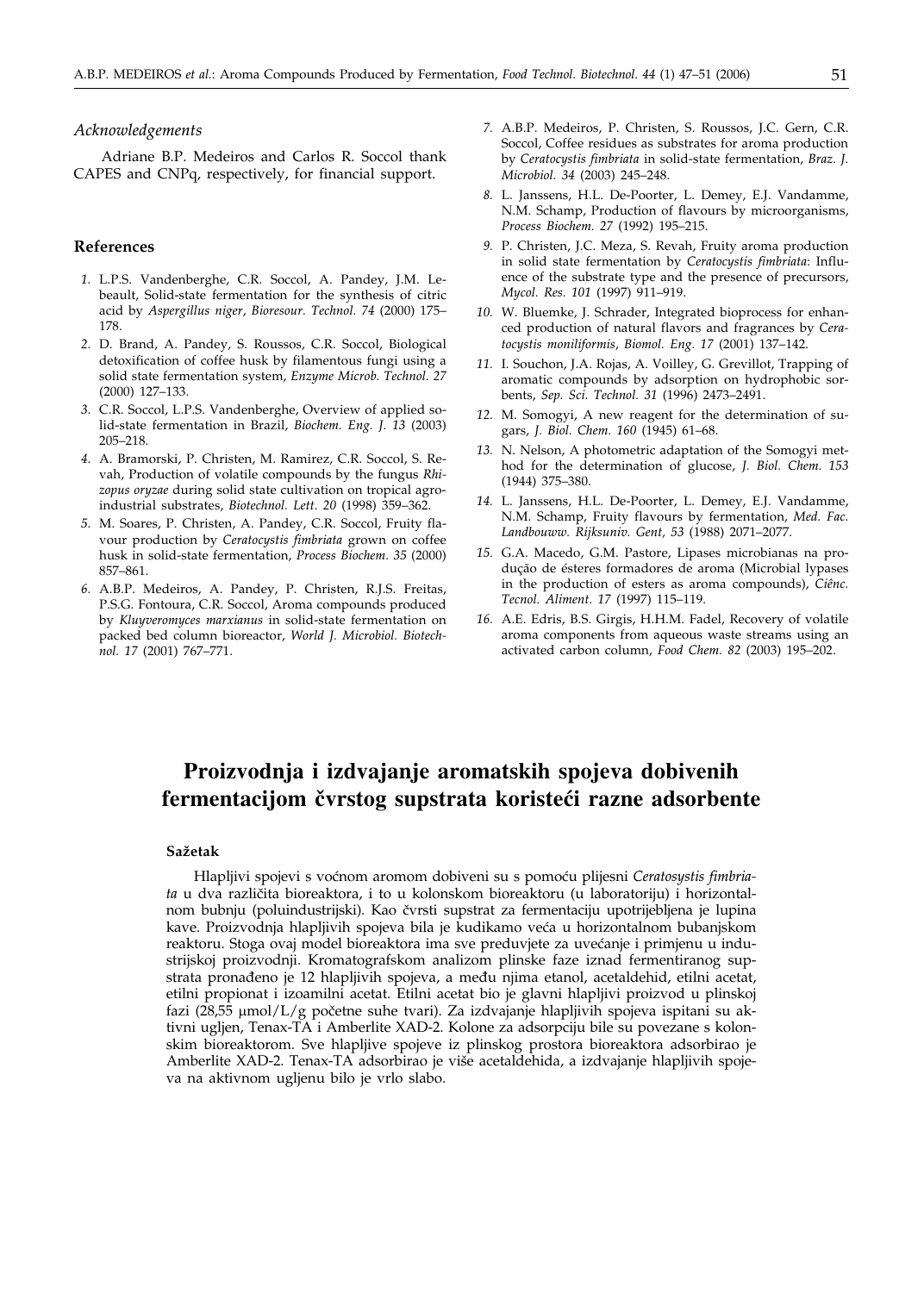*Acknowledgements*

Adriane B.P. Medeiros and Carlos R. Soccol thank CAPES and CNPq, respectively, for financial support.

## References

1. L.P.S. Vandenberghe, C.R. Soccol, A. Pandey, J.M. Lebeault, Solid-state fermentation for the synthesis of citric acid by *Aspergillus niger*, *Bioresour. Technol. 74* (2000) 175–178.
2. D. Brand, A. Pandey, S. Roussos, C.R. Soccol, Biological detoxification of coffee husk by filamentous fungi using a solid state fermentation system, *Enzyme Microb. Technol. 27* (2000) 127–133.
3. C.R. Soccol, L.P.S. Vandenberghe, Overview of applied solid-state fermentation in Brazil, *Biochem. Eng. J. 13* (2003) 205–218.
4. A. Bramorski, P. Christen, M. Ramirez, C.R. Soccol, S. Revah, Production of volatile compounds by the fungus *Rhizopus oryzae* during solid state cultivation on tropical agro-industrial substrates, *Biotechnol. Lett. 20* (1998) 359–362.
5. M. Soares, P. Christen, A. Pandey, C.R. Soccol, Fruity flavour production by *Ceratocystis fimbriata* grown on coffee husk in solid-state fermentation, *Process Biochem. 35* (2000) 857–861.
6. A.B.P. Medeiros, A. Pandey, P. Christen, R.J.S. Freitas, P.S.G. Fontoura, C.R. Soccol, Aroma compounds produced by *Kluyveromyces marxianus* in solid-state fermentation on packed bed column bioreactor, *World J. Microbiol. Biotechnol. 17* (2001) 767–771.
7. A.B.P. Medeiros, P. Christen, S. Roussos, J.C. Gern, C.R. Soccol, Coffee residues as substrates for aroma production by *Ceratocystis fimbriata* in solid-state fermentation, *Braz. J. Microbiol. 34* (2003) 245–248.
8. L. Janssens, H.L. De-Poorter, L. Demey, E.J. Vandamme, N.M. Schamp, Production of flavours by microorganisms, *Process Biochem. 27* (1992) 195–215.
9. P. Christen, J.C. Meza, S. Revah, Fruity aroma production in solid state fermentation by *Ceratocystis fimbriata*: Influence of the substrate type and the presence of precursors, *Mycol. Res. 101* (1997) 911–919.
10. W. Bluemke, J. Schrader, Integrated bioprocess for enhanced production of natural flavors and fragrances by *Ceratocystis moniliformis*, *Biomol. Eng. 17* (2001) 137–142.
11. I. Souchon, J.A. Rojas, A. Voilley, G. Grevillot, Trapping of aromatic compounds by adsorption on hydrophobic sorbents, *Sep. Sci. Technol. 31* (1996) 2473–2491.
12. M. Somogyi, A new reagent for the determination of sugars, *J. Biol. Chem. 160* (1945) 61–68.
13. N. Nelson, A photometric adaptation of the Somogyi method for the determination of glucose, *J. Biol. Chem. 153* (1944) 375–380.
14. L. Janssens, H.L. De-Poorter, L. Demey, E.J. Vandamme, N.M. Schamp, Fruity flavours by fermentation, *Med. Fac. Landbouww. Rijksuniv. Gent, 53* (1988) 2071–2077.
15. G.A. Macedo, G.M. Pastore, Lipases microbianas na produção de ésteres formadores de aroma (Microbial lypases in the production of esters as aroma compounds), *Ciênc. Tecnol. Aliment. 17* (1997) 115–119.
16. A.E. Edris, B.S. Girgis, H.H.M. Fadel, Recovery of volatile aroma components from aqueous waste streams using an activated carbon column, *Food Chem. 82* (2003) 195–202.

# Proizvodnja i izdvajanje aromatskih spojeva dobivenih fermentacijom čvrstog supstrata koristeći razne adsorbente

#### Sažetak

Hlapljivi spojevi s voćnom aromom dobiveni su s pomoću plijesni *Ceratosystis fimbriata* u dva različita bioreaktora, i to u kolonskom bioreaktoru (u laboratoriju) i horizontalnom bubnju (poluindustrijski). Kao čvrsti supstrat za fermentaciju upotrijebljena je lupina kave. Proizvodnja hlapljivih spojeva bila je kudikamo veća u horizontalnom bubanjskom reaktoru. Stoga ovaj model bioreaktora ima sve preduvjete za uvećanje i primjenu u industrijskoj proizvodnji. Kromatografskom analizom plinske faze iznad fermentiranog supstrata pronađeno je 12 hlapljivih spojeva, a među njima etanol, acetaldehid, etilni acetat, etilni propionat i izoamilni acetat. Etilni acetat bio je glavni hlapljivi proizvod u plinskoj fazi (28,55 μmol/L/g početne suhe tvari). Za izdvajanje hlapljivih spojeva ispitani su aktivni ugljen, Tenax-TA i Amberlite XAD-2. Kolone za adsorpciju bile su povezane s kolonskim bioreaktorom. Sve hlapljive spojeve iz plinskog prostora bioreaktora adsorbirao je Amberlite XAD-2. Tenax-TA adsorbirao je više acetaldehida, a izdvajanje hlapljivih spojeva na aktivnom ugljenu bilo je vrlo slabo.